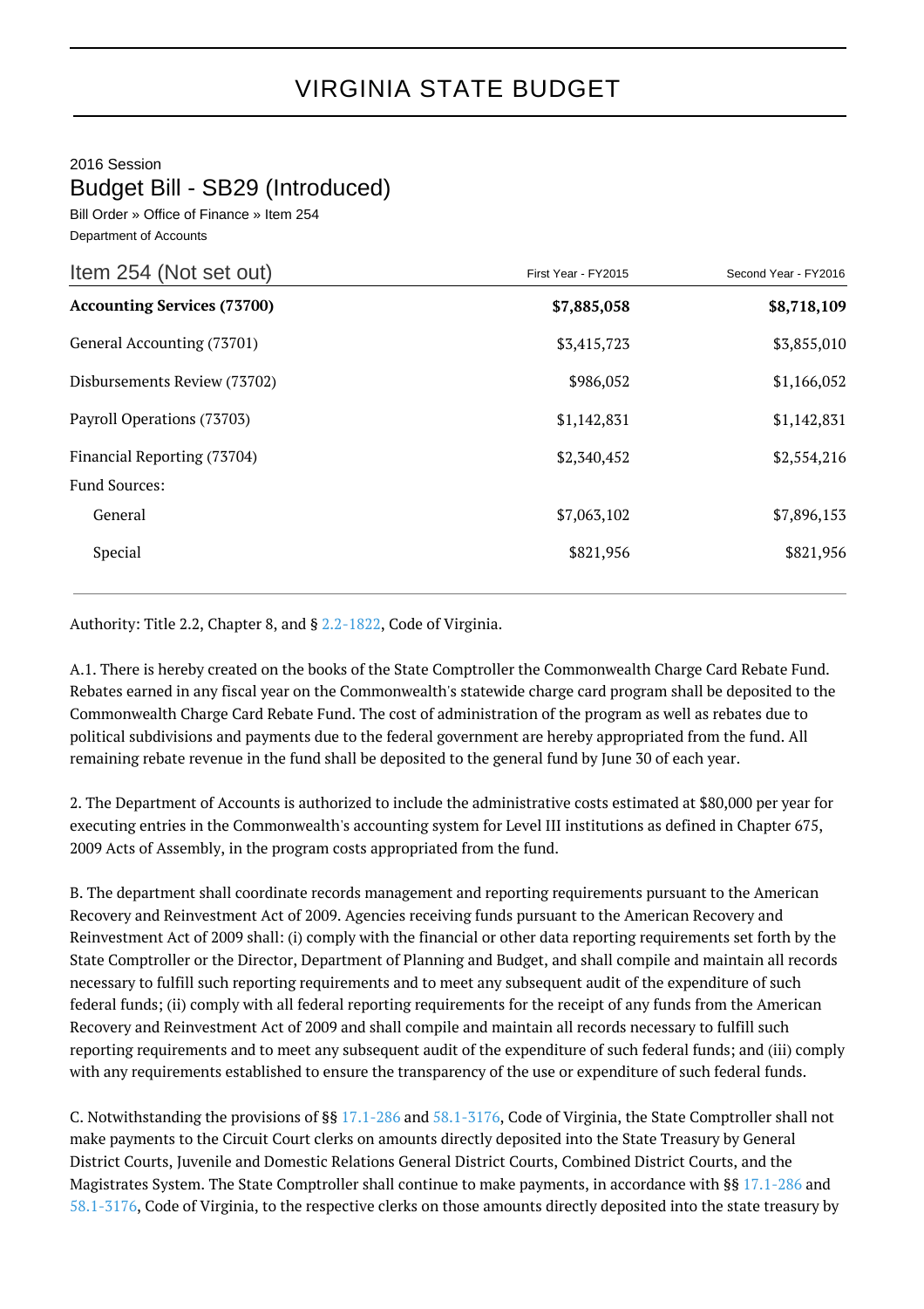# VIRGINIA STATE BUDGET

2016 Session

## Budget Bill - SB29 (Introduced)

Bill Order » Office of Finance » Item 254

Department of Accounts

| Item 254 (Not set out) | First Year - FY2015 | Second Year - FY2016 |
|---|---|---|
| **Accounting Services (73700)** | **$7,885,058** | **$8,718,109** |
| General Accounting (73701) | $3,415,723 | $3,855,010 |
| Disbursements Review (73702) | $986,052 | $1,166,052 |
| Payroll Operations (73703) | $1,142,831 | $1,142,831 |
| Financial Reporting (73704) | $2,340,452 | $2,554,216 |
| Fund Sources: | | |
| General | $7,063,102 | $7,896,153 |
| Special | $821,956 | $821,956 |

Authority: Title 2.2, Chapter 8, and § 2.2-1822, Code of Virginia.

A.1. There is hereby created on the books of the State Comptroller the Commonwealth Charge Card Rebate Fund. Rebates earned in any fiscal year on the Commonwealth's statewide charge card program shall be deposited to the Commonwealth Charge Card Rebate Fund. The cost of administration of the program as well as rebates due to political subdivisions and payments due to the federal government are hereby appropriated from the fund. All remaining rebate revenue in the fund shall be deposited to the general fund by June 30 of each year.

2. The Department of Accounts is authorized to include the administrative costs estimated at $80,000 per year for executing entries in the Commonwealth's accounting system for Level III institutions as defined in Chapter 675, 2009 Acts of Assembly, in the program costs appropriated from the fund.

B. The department shall coordinate records management and reporting requirements pursuant to the American Recovery and Reinvestment Act of 2009. Agencies receiving funds pursuant to the American Recovery and Reinvestment Act of 2009 shall: (i) comply with the financial or other data reporting requirements set forth by the State Comptroller or the Director, Department of Planning and Budget, and shall compile and maintain all records necessary to fulfill such reporting requirements and to meet any subsequent audit of the expenditure of such federal funds; (ii) comply with all federal reporting requirements for the receipt of any funds from the American Recovery and Reinvestment Act of 2009 and shall compile and maintain all records necessary to fulfill such reporting requirements and to meet any subsequent audit of the expenditure of such federal funds; and (iii) comply with any requirements established to ensure the transparency of the use or expenditure of such federal funds.

C. Notwithstanding the provisions of §§ 17.1-286 and 58.1-3176, Code of Virginia, the State Comptroller shall not make payments to the Circuit Court clerks on amounts directly deposited into the State Treasury by General District Courts, Juvenile and Domestic Relations General District Courts, Combined District Courts, and the Magistrates System. The State Comptroller shall continue to make payments, in accordance with §§ 17.1-286 and 58.1-3176, Code of Virginia, to the respective clerks on those amounts directly deposited into the state treasury by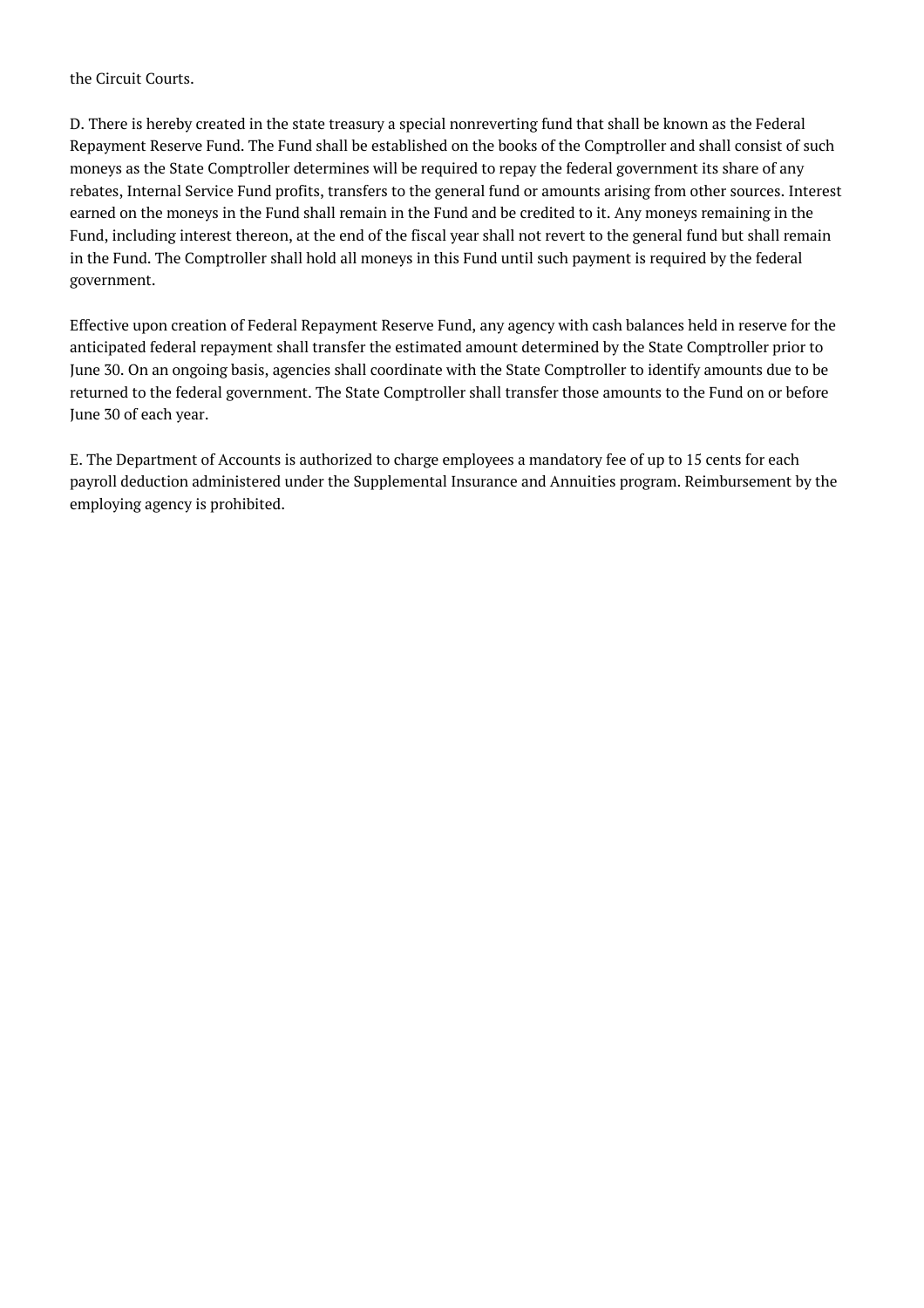the Circuit Courts.

D. There is hereby created in the state treasury a special nonreverting fund that shall be known as the Federal Repayment Reserve Fund. The Fund shall be established on the books of the Comptroller and shall consist of such moneys as the State Comptroller determines will be required to repay the federal government its share of any rebates, Internal Service Fund profits, transfers to the general fund or amounts arising from other sources. Interest earned on the moneys in the Fund shall remain in the Fund and be credited to it. Any moneys remaining in the Fund, including interest thereon, at the end of the fiscal year shall not revert to the general fund but shall remain in the Fund. The Comptroller shall hold all moneys in this Fund until such payment is required by the federal government.

Effective upon creation of Federal Repayment Reserve Fund, any agency with cash balances held in reserve for the anticipated federal repayment shall transfer the estimated amount determined by the State Comptroller prior to June 30. On an ongoing basis, agencies shall coordinate with the State Comptroller to identify amounts due to be returned to the federal government. The State Comptroller shall transfer those amounts to the Fund on or before June 30 of each year.

E. The Department of Accounts is authorized to charge employees a mandatory fee of up to 15 cents for each payroll deduction administered under the Supplemental Insurance and Annuities program. Reimbursement by the employing agency is prohibited.